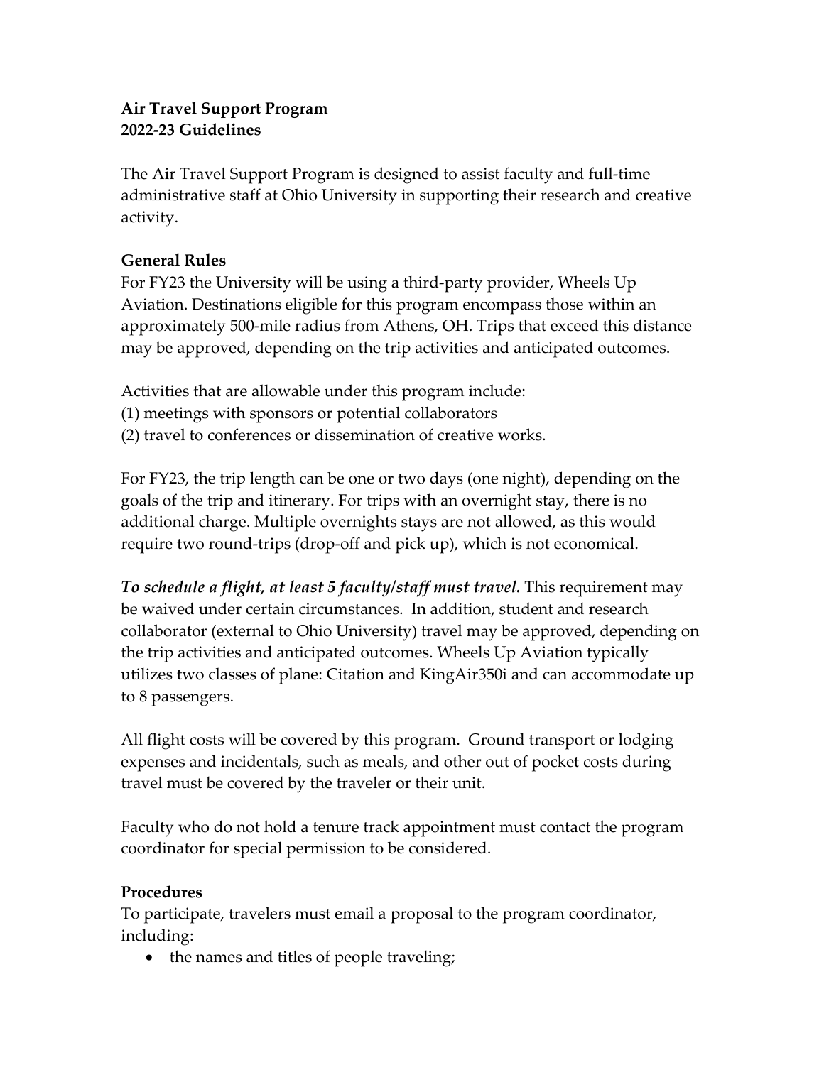**Air Travel Support Program**
**2022-23 Guidelines**

The Air Travel Support Program is designed to assist faculty and full-time administrative staff at Ohio University in supporting their research and creative activity.

**General Rules**

For FY23 the University will be using a third-party provider, Wheels Up Aviation. Destinations eligible for this program encompass those within an approximately 500-mile radius from Athens, OH. Trips that exceed this distance may be approved, depending on the trip activities and anticipated outcomes.

Activities that are allowable under this program include:
(1) meetings with sponsors or potential collaborators
(2) travel to conferences or dissemination of creative works.

For FY23, the trip length can be one or two days (one night), depending on the goals of the trip and itinerary. For trips with an overnight stay, there is no additional charge. Multiple overnights stays are not allowed, as this would require two round-trips (drop-off and pick up), which is not economical.

***To schedule a flight, at least 5 faculty/staff must travel.*** This requirement may be waived under certain circumstances. In addition, student and research collaborator (external to Ohio University) travel may be approved, depending on the trip activities and anticipated outcomes. Wheels Up Aviation typically utilizes two classes of plane: Citation and KingAir350i and can accommodate up to 8 passengers.

All flight costs will be covered by this program. Ground transport or lodging expenses and incidentals, such as meals, and other out of pocket costs during travel must be covered by the traveler or their unit.

Faculty who do not hold a tenure track appointment must contact the program coordinator for special permission to be considered.

**Procedures**

To participate, travelers must email a proposal to the program coordinator, including:

- the names and titles of people traveling;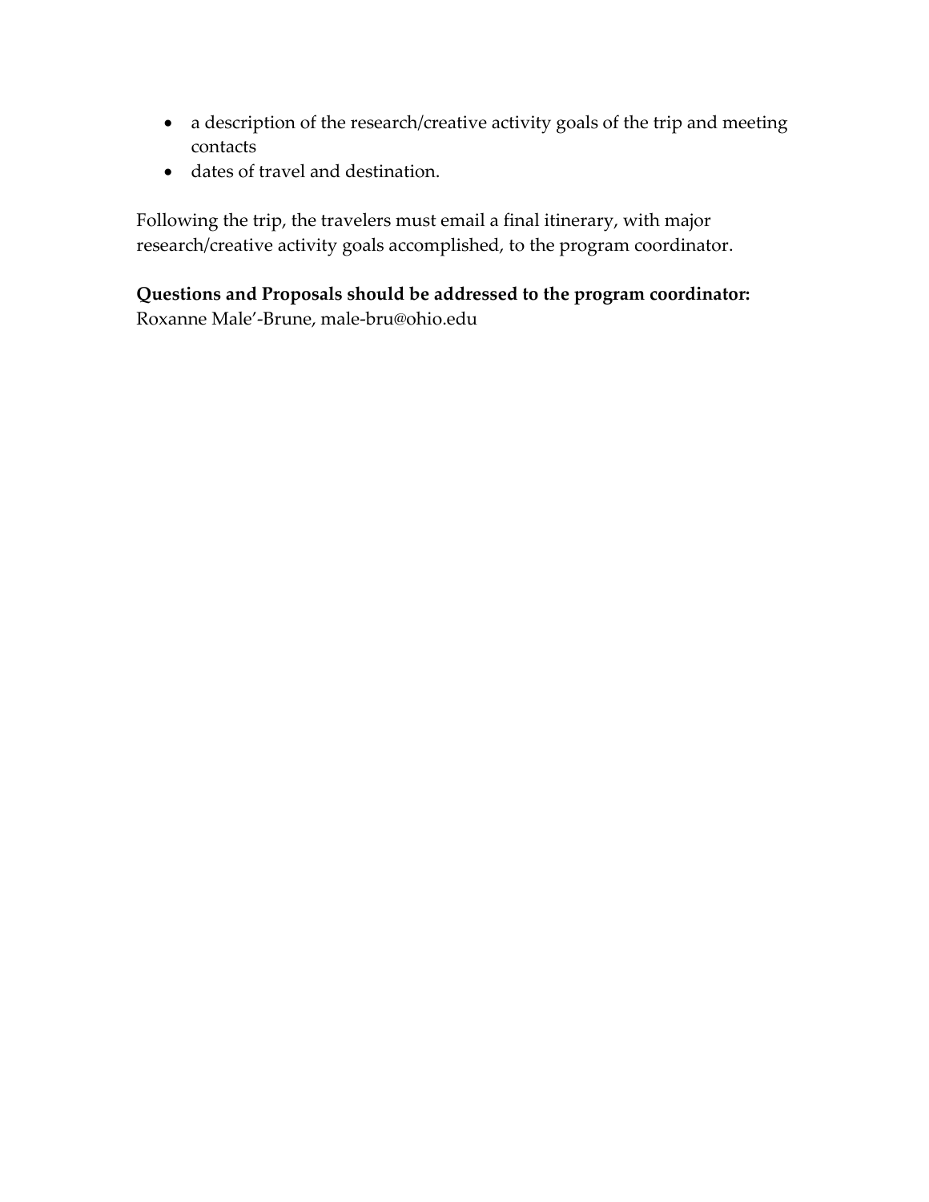- a description of the research/creative activity goals of the trip and meeting contacts
- dates of travel and destination.

Following the trip, the travelers must email a final itinerary, with major research/creative activity goals accomplished, to the program coordinator.

**Questions and Proposals should be addressed to the program coordinator:**
Roxanne Male'-Brune, male-bru@ohio.edu